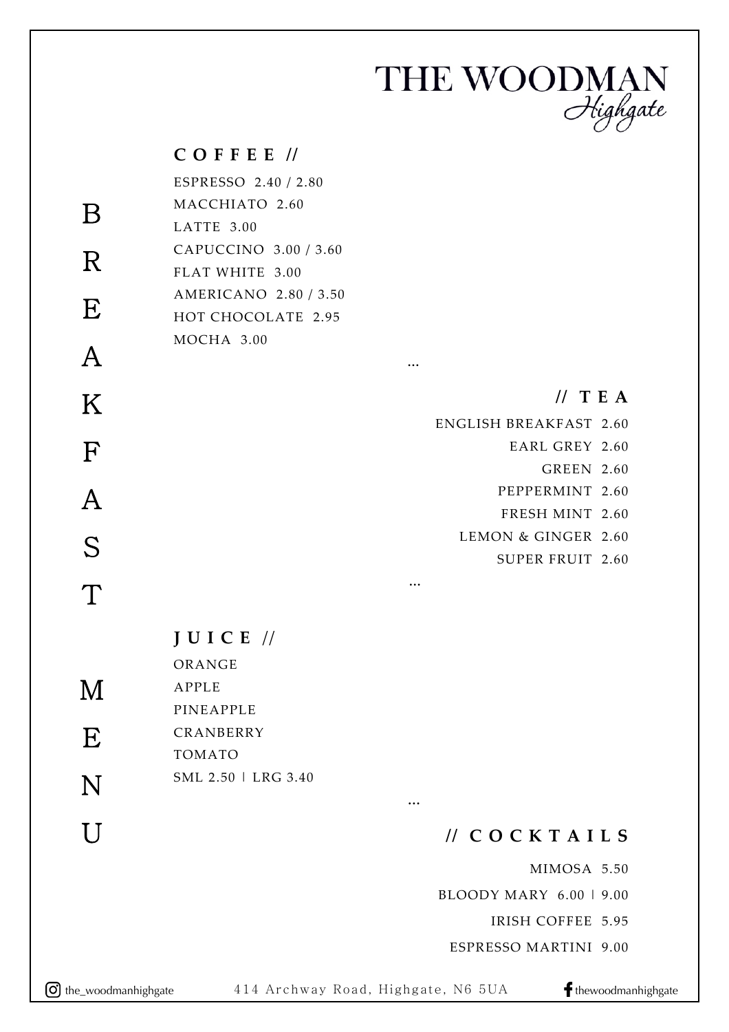# THE WOODMAN
*Highgate*

## BREAKFAST MENU

### COFFEE //

ESPRESSO 2.40 / 2.80
MACCHIATO 2.60
LATTE 3.00
CAPUCCINO 3.00 / 3.60
FLAT WHITE 3.00
AMERICANO 2.80 / 3.50
HOT CHOCOLATE 2.95
MOCHA 3.00

...

### // TEA

ENGLISH BREAKFAST 2.60
EARL GREY 2.60
GREEN 2.60
PEPPERMINT 2.60
FRESH MINT 2.60
LEMON & GINGER 2.60
SUPER FRUIT 2.60

...

### JUICE //

ORANGE
APPLE
PINEAPPLE
CRANBERRY
TOMATO
SML 2.50 | LRG 3.40

...

### // COCKTAILS

MIMOSA 5.50
BLOODY MARY 6.00 | 9.00
IRISH COFFEE 5.95
ESPRESSO MARTINI 9.00

the_woodmanhighgate    414 Archway Road, Highgate, N6 5UA    thewoodmanhighgate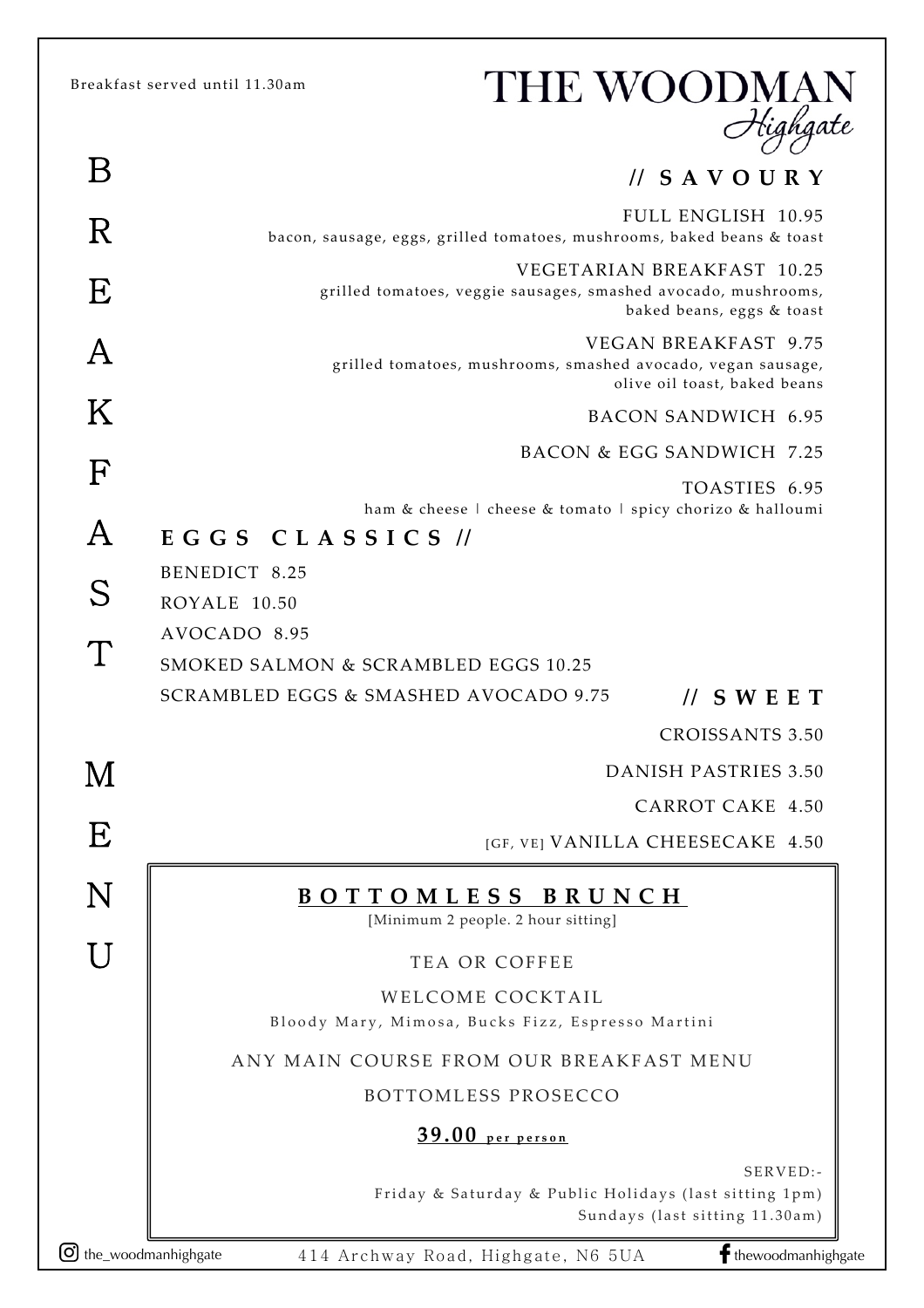Breakfast served until 11.30am

# THE WOODMAN
Highgate

# BREAKFAST MENU

## // SAVOURY

FULL ENGLISH 10.95
bacon, sausage, eggs, grilled tomatoes, mushrooms, baked beans & toast

VEGETARIAN BREAKFAST 10.25
grilled tomatoes, veggie sausages, smashed avocado, mushrooms, baked beans, eggs & toast

VEGAN BREAKFAST 9.75
grilled tomatoes, mushrooms, smashed avocado, vegan sausage, olive oil toast, baked beans

BACON SANDWICH 6.95

BACON & EGG SANDWICH 7.25

TOASTIES 6.95
ham & cheese | cheese & tomato | spicy chorizo & halloumi

## EGGS CLASSICS //

BENEDICT 8.25

ROYALE 10.50

AVOCADO 8.95

SMOKED SALMON & SCRAMBLED EGGS 10.25

SCRAMBLED EGGS & SMASHED AVOCADO 9.75

## // SWEET

CROISSANTS 3.50

DANISH PASTRIES 3.50

CARROT CAKE 4.50

[GF, VE] VANILLA CHEESECAKE 4.50

## BOTTOMLESS BRUNCH

[Minimum 2 people. 2 hour sitting]

TEA OR COFFEE

WELCOME COCKTAIL
Bloody Mary, Mimosa, Bucks Fizz, Espresso Martini

ANY MAIN COURSE FROM OUR BREAKFAST MENU

BOTTOMLESS PROSECCO

**39.00 per person**

SERVED:-
Friday & Saturday & Public Holidays (last sitting 1pm)
Sundays (last sitting 11.30am)

the_woodmanhighgate 414 Archway Road, Highgate, N6 5UA thewoodmanhighgate